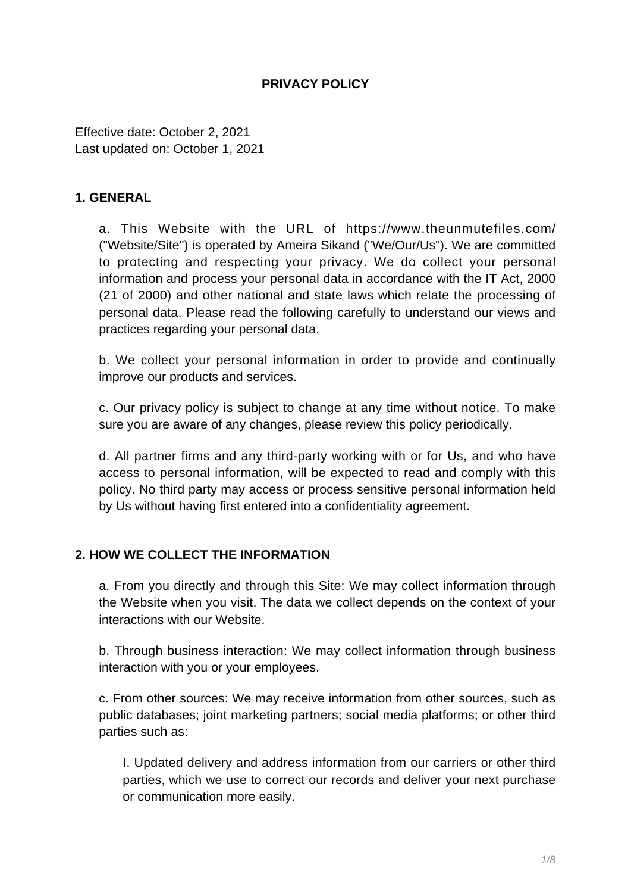# PRIVACY POLICY

Effective date: October 2, 2021
Last updated on: October 1, 2021

## 1. GENERAL

a. This Website with the URL of https://www.theunmutefiles.com/ ("Website/Site") is operated by Ameira Sikand ("We/Our/Us"). We are committed to protecting and respecting your privacy. We do collect your personal information and process your personal data in accordance with the IT Act, 2000 (21 of 2000) and other national and state laws which relate the processing of personal data. Please read the following carefully to understand our views and practices regarding your personal data.

b. We collect your personal information in order to provide and continually improve our products and services.

c. Our privacy policy is subject to change at any time without notice. To make sure you are aware of any changes, please review this policy periodically.

d. All partner firms and any third-party working with or for Us, and who have access to personal information, will be expected to read and comply with this policy. No third party may access or process sensitive personal information held by Us without having first entered into a confidentiality agreement.

## 2. HOW WE COLLECT THE INFORMATION

a. From you directly and through this Site: We may collect information through the Website when you visit. The data we collect depends on the context of your interactions with our Website.

b. Through business interaction: We may collect information through business interaction with you or your employees.

c. From other sources: We may receive information from other sources, such as public databases; joint marketing partners; social media platforms; or other third parties such as:

I. Updated delivery and address information from our carriers or other third parties, which we use to correct our records and deliver your next purchase or communication more easily.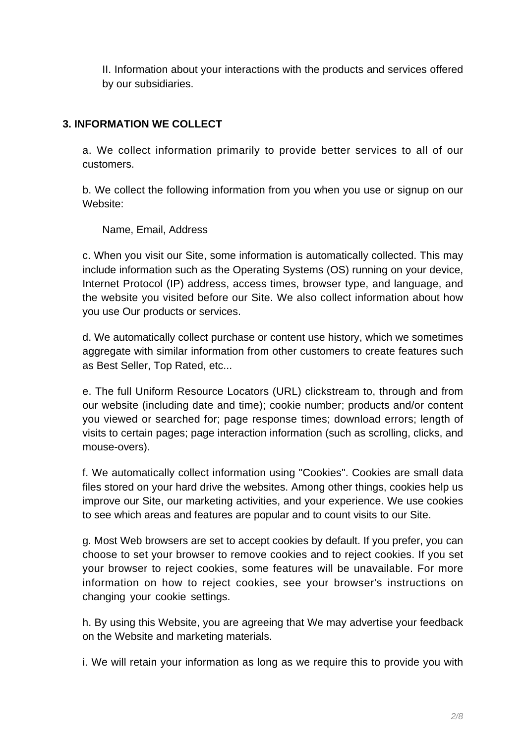II. Information about your interactions with the products and services offered by our subsidiaries.

## 3. INFORMATION WE COLLECT

a. We collect information primarily to provide better services to all of our customers.

b. We collect the following information from you when you use or signup on our Website:

Name, Email, Address

c. When you visit our Site, some information is automatically collected. This may include information such as the Operating Systems (OS) running on your device, Internet Protocol (IP) address, access times, browser type, and language, and the website you visited before our Site. We also collect information about how you use Our products or services.

d. We automatically collect purchase or content use history, which we sometimes aggregate with similar information from other customers to create features such as Best Seller, Top Rated, etc...

e. The full Uniform Resource Locators (URL) clickstream to, through and from our website (including date and time); cookie number; products and/or content you viewed or searched for; page response times; download errors; length of visits to certain pages; page interaction information (such as scrolling, clicks, and mouse-overs).

f. We automatically collect information using "Cookies". Cookies are small data files stored on your hard drive the websites. Among other things, cookies help us improve our Site, our marketing activities, and your experience. We use cookies to see which areas and features are popular and to count visits to our Site.

g. Most Web browsers are set to accept cookies by default. If you prefer, you can choose to set your browser to remove cookies and to reject cookies. If you set your browser to reject cookies, some features will be unavailable. For more information on how to reject cookies, see your browser's instructions on changing your cookie settings.

h. By using this Website, you are agreeing that We may advertise your feedback on the Website and marketing materials.

i. We will retain your information as long as we require this to provide you with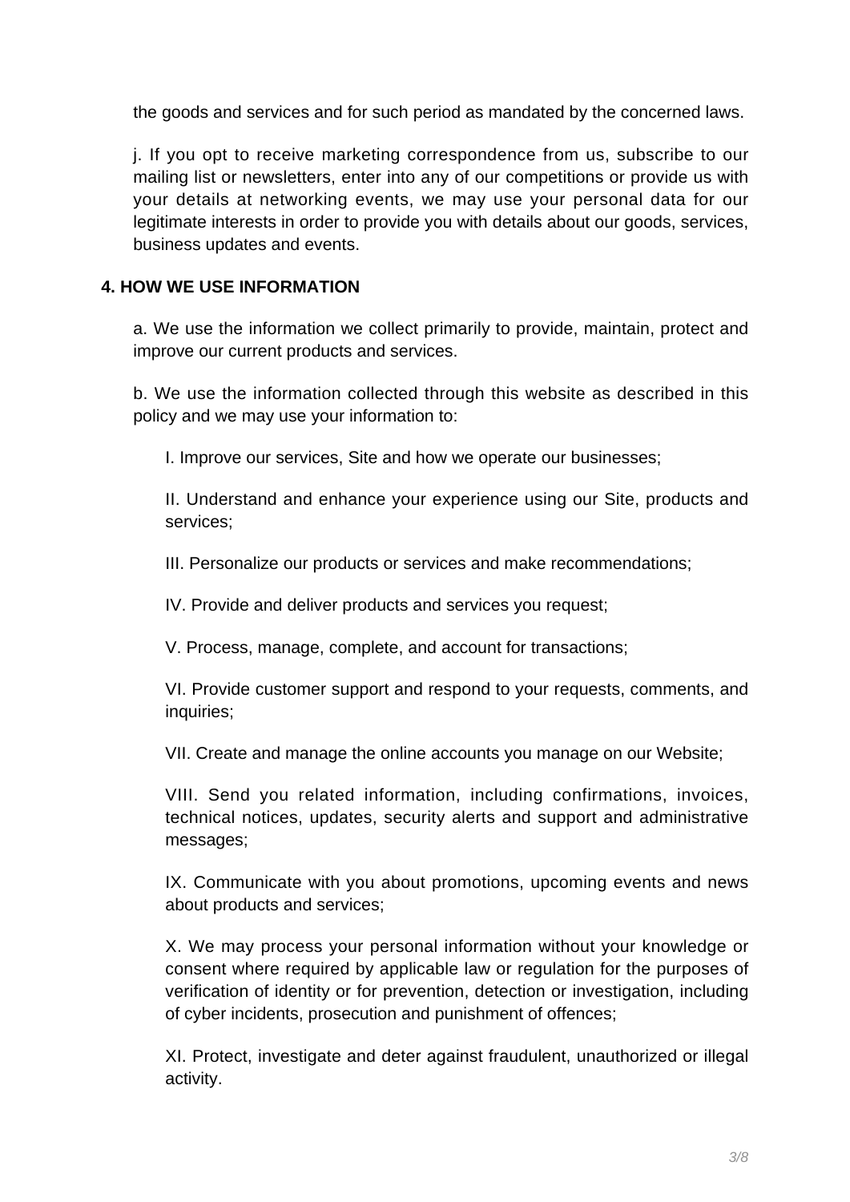the goods and services and for such period as mandated by the concerned laws.

j. If you opt to receive marketing correspondence from us, subscribe to our mailing list or newsletters, enter into any of our competitions or provide us with your details at networking events, we may use your personal data for our legitimate interests in order to provide you with details about our goods, services, business updates and events.

## 4. HOW WE USE INFORMATION

a. We use the information we collect primarily to provide, maintain, protect and improve our current products and services.

b. We use the information collected through this website as described in this policy and we may use your information to:

I. Improve our services, Site and how we operate our businesses;

II. Understand and enhance your experience using our Site, products and services;

III. Personalize our products or services and make recommendations;

IV. Provide and deliver products and services you request;

V. Process, manage, complete, and account for transactions;

VI. Provide customer support and respond to your requests, comments, and inquiries;

VII. Create and manage the online accounts you manage on our Website;

VIII. Send you related information, including confirmations, invoices, technical notices, updates, security alerts and support and administrative messages;

IX. Communicate with you about promotions, upcoming events and news about products and services;

X. We may process your personal information without your knowledge or consent where required by applicable law or regulation for the purposes of verification of identity or for prevention, detection or investigation, including of cyber incidents, prosecution and punishment of offences;

XI. Protect, investigate and deter against fraudulent, unauthorized or illegal activity.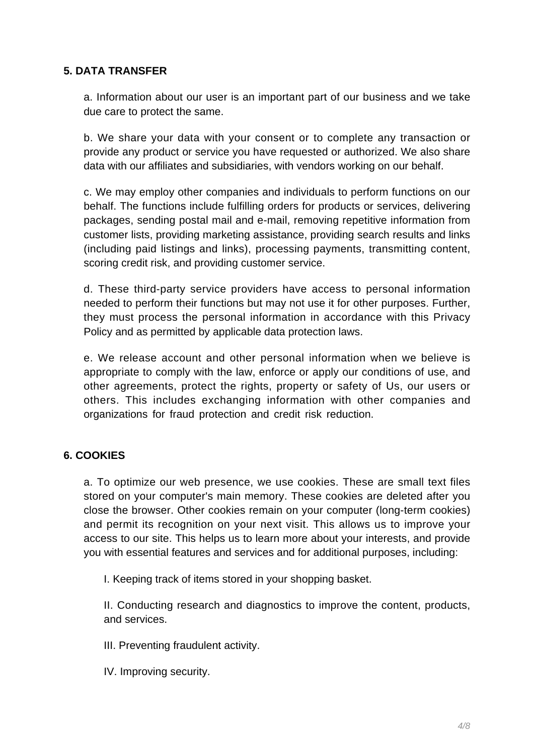## 5. DATA TRANSFER

a. Information about our user is an important part of our business and we take due care to protect the same.

b. We share your data with your consent or to complete any transaction or provide any product or service you have requested or authorized. We also share data with our affiliates and subsidiaries, with vendors working on our behalf.

c. We may employ other companies and individuals to perform functions on our behalf. The functions include fulfilling orders for products or services, delivering packages, sending postal mail and e-mail, removing repetitive information from customer lists, providing marketing assistance, providing search results and links (including paid listings and links), processing payments, transmitting content, scoring credit risk, and providing customer service.

d. These third-party service providers have access to personal information needed to perform their functions but may not use it for other purposes. Further, they must process the personal information in accordance with this Privacy Policy and as permitted by applicable data protection laws.

e. We release account and other personal information when we believe is appropriate to comply with the law, enforce or apply our conditions of use, and other agreements, protect the rights, property or safety of Us, our users or others. This includes exchanging information with other companies and organizations for fraud protection and credit risk reduction.

## 6. COOKIES

a. To optimize our web presence, we use cookies. These are small text files stored on your computer's main memory. These cookies are deleted after you close the browser. Other cookies remain on your computer (long-term cookies) and permit its recognition on your next visit. This allows us to improve your access to our site. This helps us to learn more about your interests, and provide you with essential features and services and for additional purposes, including:

I. Keeping track of items stored in your shopping basket.

II. Conducting research and diagnostics to improve the content, products, and services.

III. Preventing fraudulent activity.

IV. Improving security.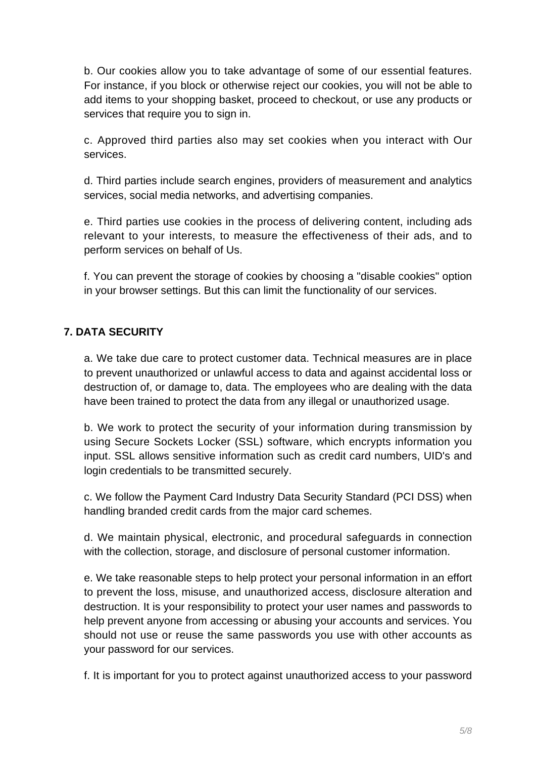b. Our cookies allow you to take advantage of some of our essential features. For instance, if you block or otherwise reject our cookies, you will not be able to add items to your shopping basket, proceed to checkout, or use any products or services that require you to sign in.

c. Approved third parties also may set cookies when you interact with Our services.

d. Third parties include search engines, providers of measurement and analytics services, social media networks, and advertising companies.

e. Third parties use cookies in the process of delivering content, including ads relevant to your interests, to measure the effectiveness of their ads, and to perform services on behalf of Us.

f. You can prevent the storage of cookies by choosing a "disable cookies" option in your browser settings. But this can limit the functionality of our services.

**7. DATA SECURITY**

a. We take due care to protect customer data. Technical measures are in place to prevent unauthorized or unlawful access to data and against accidental loss or destruction of, or damage to, data. The employees who are dealing with the data have been trained to protect the data from any illegal or unauthorized usage.

b. We work to protect the security of your information during transmission by using Secure Sockets Locker (SSL) software, which encrypts information you input. SSL allows sensitive information such as credit card numbers, UID's and login credentials to be transmitted securely.

c. We follow the Payment Card Industry Data Security Standard (PCI DSS) when handling branded credit cards from the major card schemes.

d. We maintain physical, electronic, and procedural safeguards in connection with the collection, storage, and disclosure of personal customer information.

e. We take reasonable steps to help protect your personal information in an effort to prevent the loss, misuse, and unauthorized access, disclosure alteration and destruction. It is your responsibility to protect your user names and passwords to help prevent anyone from accessing or abusing your accounts and services. You should not use or reuse the same passwords you use with other accounts as your password for our services.

f. It is important for you to protect against unauthorized access to your password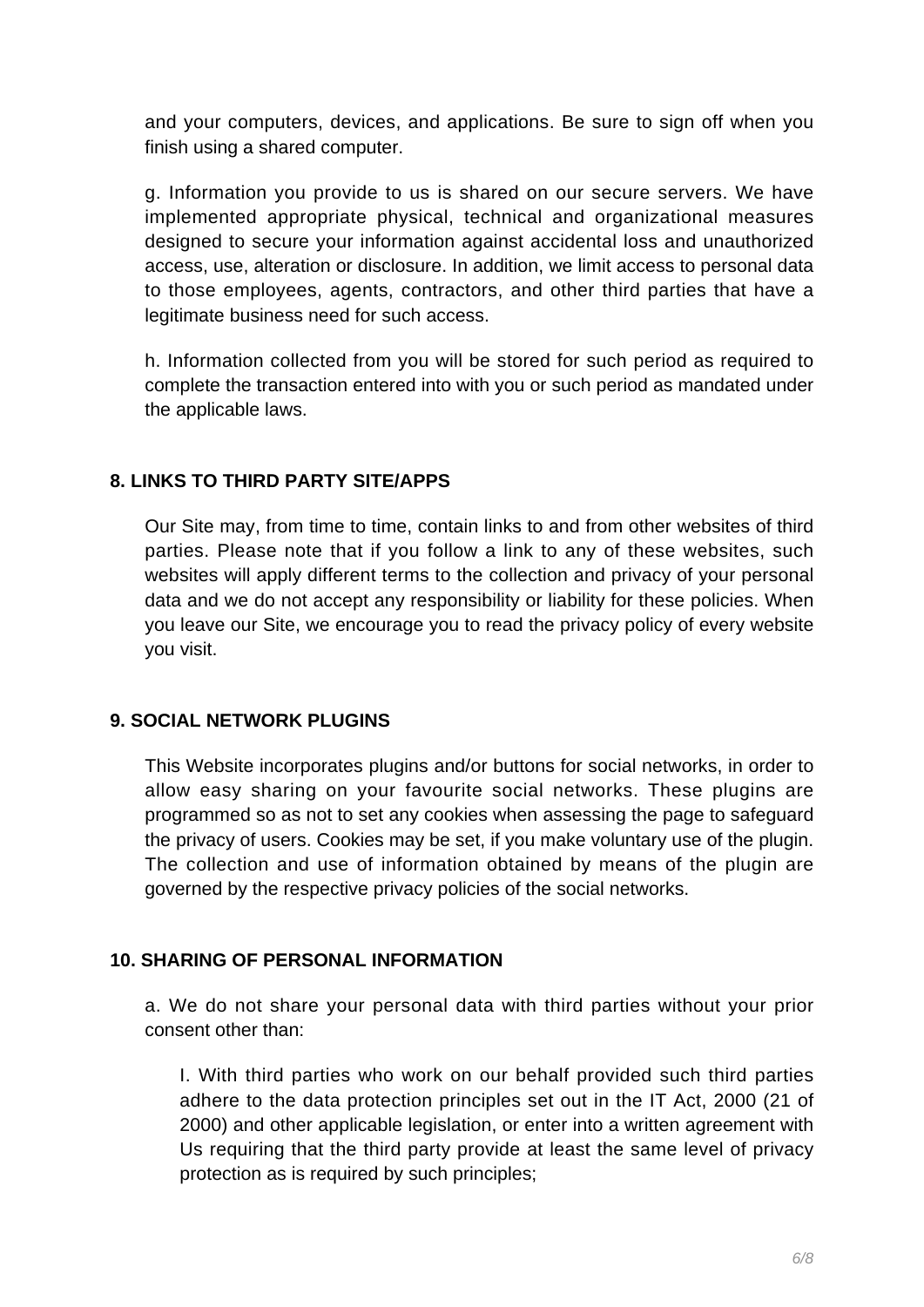and your computers, devices, and applications. Be sure to sign off when you finish using a shared computer.

g. Information you provide to us is shared on our secure servers. We have implemented appropriate physical, technical and organizational measures designed to secure your information against accidental loss and unauthorized access, use, alteration or disclosure. In addition, we limit access to personal data to those employees, agents, contractors, and other third parties that have a legitimate business need for such access.

h. Information collected from you will be stored for such period as required to complete the transaction entered into with you or such period as mandated under the applicable laws.

## 8. LINKS TO THIRD PARTY SITE/APPS

Our Site may, from time to time, contain links to and from other websites of third parties. Please note that if you follow a link to any of these websites, such websites will apply different terms to the collection and privacy of your personal data and we do not accept any responsibility or liability for these policies. When you leave our Site, we encourage you to read the privacy policy of every website you visit.

## 9. SOCIAL NETWORK PLUGINS

This Website incorporates plugins and/or buttons for social networks, in order to allow easy sharing on your favourite social networks. These plugins are programmed so as not to set any cookies when assessing the page to safeguard the privacy of users. Cookies may be set, if you make voluntary use of the plugin. The collection and use of information obtained by means of the plugin are governed by the respective privacy policies of the social networks.

## 10. SHARING OF PERSONAL INFORMATION

a. We do not share your personal data with third parties without your prior consent other than:

I. With third parties who work on our behalf provided such third parties adhere to the data protection principles set out in the IT Act, 2000 (21 of 2000) and other applicable legislation, or enter into a written agreement with Us requiring that the third party provide at least the same level of privacy protection as is required by such principles;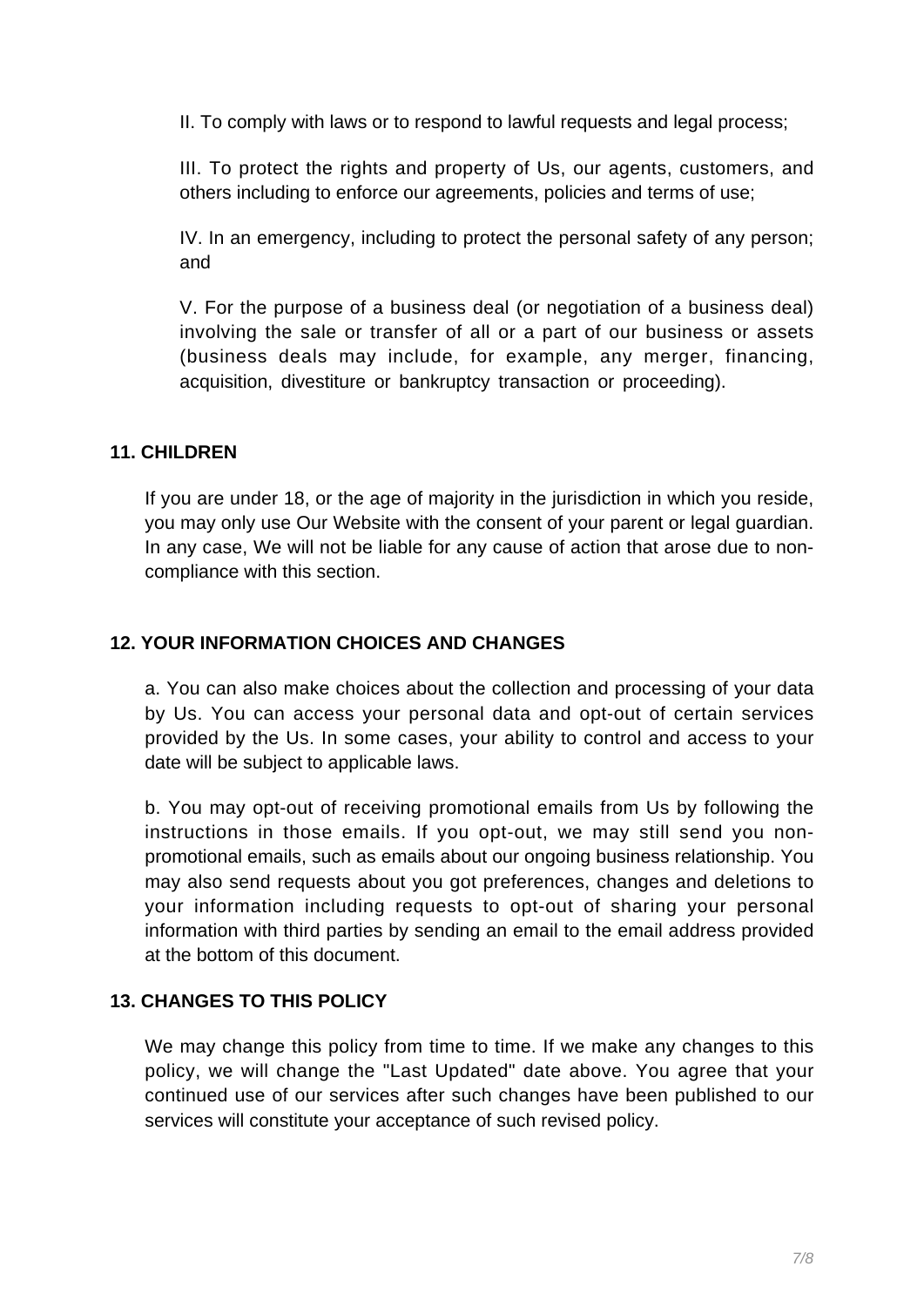II. To comply with laws or to respond to lawful requests and legal process;

III. To protect the rights and property of Us, our agents, customers, and others including to enforce our agreements, policies and terms of use;

IV. In an emergency, including to protect the personal safety of any person; and

V. For the purpose of a business deal (or negotiation of a business deal) involving the sale or transfer of all or a part of our business or assets (business deals may include, for example, any merger, financing, acquisition, divestiture or bankruptcy transaction or proceeding).

## 11. CHILDREN

If you are under 18, or the age of majority in the jurisdiction in which you reside, you may only use Our Website with the consent of your parent or legal guardian. In any case, We will not be liable for any cause of action that arose due to non-compliance with this section.

## 12. YOUR INFORMATION CHOICES AND CHANGES

a. You can also make choices about the collection and processing of your data by Us. You can access your personal data and opt-out of certain services provided by the Us. In some cases, your ability to control and access to your date will be subject to applicable laws.

b. You may opt-out of receiving promotional emails from Us by following the instructions in those emails. If you opt-out, we may still send you non-promotional emails, such as emails about our ongoing business relationship. You may also send requests about you got preferences, changes and deletions to your information including requests to opt-out of sharing your personal information with third parties by sending an email to the email address provided at the bottom of this document.

## 13. CHANGES TO THIS POLICY

We may change this policy from time to time. If we make any changes to this policy, we will change the "Last Updated" date above. You agree that your continued use of our services after such changes have been published to our services will constitute your acceptance of such revised policy.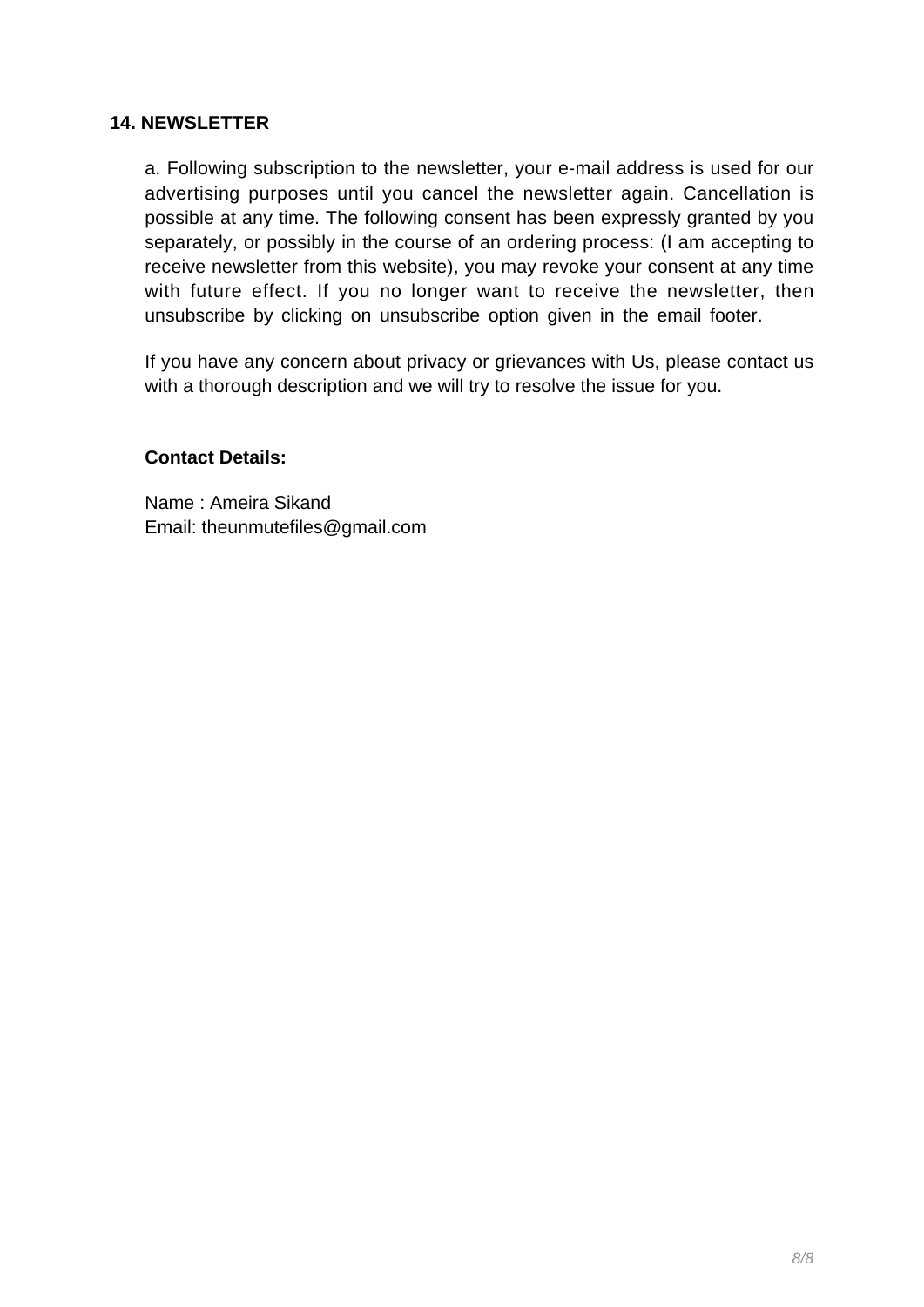## 14. NEWSLETTER

a. Following subscription to the newsletter, your e-mail address is used for our advertising purposes until you cancel the newsletter again. Cancellation is possible at any time. The following consent has been expressly granted by you separately, or possibly in the course of an ordering process: (I am accepting to receive newsletter from this website), you may revoke your consent at any time with future effect. If you no longer want to receive the newsletter, then unsubscribe by clicking on unsubscribe option given in the email footer.

If you have any concern about privacy or grievances with Us, please contact us with a thorough description and we will try to resolve the issue for you.

**Contact Details:**

Name : Ameira Sikand
Email: theunmutefiles@gmail.com